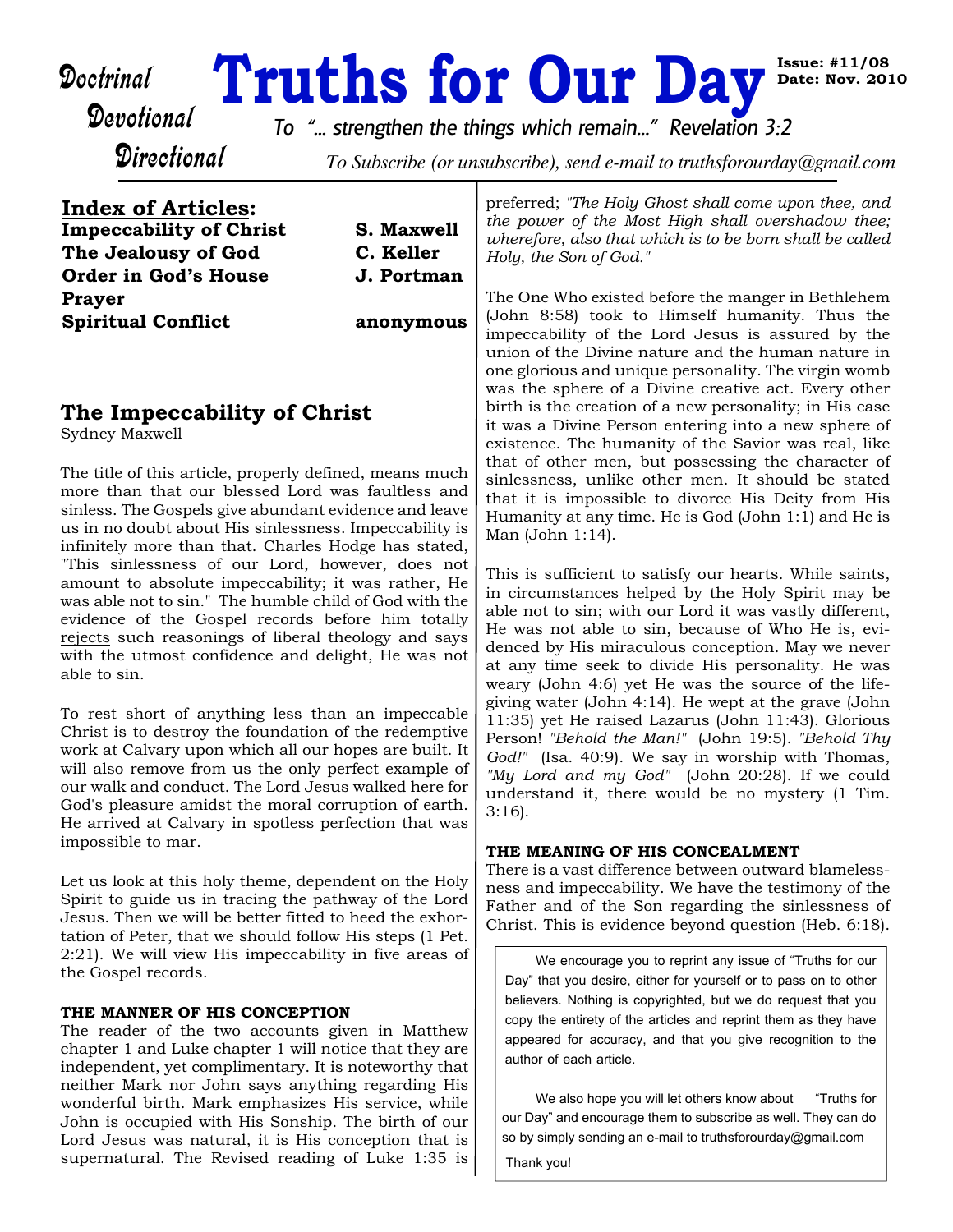# Truths for Our Day

Doctrinal
Devotional
Directional

**Issue: #11/08**
**Date: Nov. 2010**

*To "... strengthen the things which remain..." Revelation 3:2*

*To Subscribe (or unsubscribe), send e-mail to truthsforourday@gmail.com*

## Index of Articles:

| | |
|---|---|
| **Impeccability of Christ** | **S. Maxwell** |
| **The Jealousy of God** | **C. Keller** |
| **Order in God's House** | **J. Portman** |
| **Prayer** | |
| **Spiritual Conflict** | **anonymous** |

## The Impeccability of Christ

Sydney Maxwell

The title of this article, properly defined, means much more than that our blessed Lord was faultless and sinless. The Gospels give abundant evidence and leave us in no doubt about His sinlessness. Impeccability is infinitely more than that. Charles Hodge has stated, "This sinlessness of our Lord, however, does not amount to absolute impeccability; it was rather, He was able not to sin." The humble child of God with the evidence of the Gospel records before him totally rejects such reasonings of liberal theology and says with the utmost confidence and delight, He was not able to sin.

To rest short of anything less than an impeccable Christ is to destroy the foundation of the redemptive work at Calvary upon which all our hopes are built. It will also remove from us the only perfect example of our walk and conduct. The Lord Jesus walked here for God's pleasure amidst the moral corruption of earth. He arrived at Calvary in spotless perfection that was impossible to mar.

Let us look at this holy theme, dependent on the Holy Spirit to guide us in tracing the pathway of the Lord Jesus. Then we will be better fitted to heed the exhortation of Peter, that we should follow His steps (1 Pet. 2:21). We will view His impeccability in five areas of the Gospel records.

**THE MANNER OF HIS CONCEPTION**

The reader of the two accounts given in Matthew chapter 1 and Luke chapter 1 will notice that they are independent, yet complimentary. It is noteworthy that neither Mark nor John says anything regarding His wonderful birth. Mark emphasizes His service, while John is occupied with His Sonship. The birth of our Lord Jesus was natural, it is His conception that is supernatural. The Revised reading of Luke 1:35 is preferred; *"The Holy Ghost shall come upon thee, and the power of the Most High shall overshadow thee; wherefore, also that which is to be born shall be called Holy, the Son of God."*

The One Who existed before the manger in Bethlehem (John 8:58) took to Himself humanity. Thus the impeccability of the Lord Jesus is assured by the union of the Divine nature and the human nature in one glorious and unique personality. The virgin womb was the sphere of a Divine creative act. Every other birth is the creation of a new personality; in His case it was a Divine Person entering into a new sphere of existence. The humanity of the Savior was real, like that of other men, but possessing the character of sinlessness, unlike other men. It should be stated that it is impossible to divorce His Deity from His Humanity at any time. He is God (John 1:1) and He is Man (John 1:14).

This is sufficient to satisfy our hearts. While saints, in circumstances helped by the Holy Spirit may be able not to sin; with our Lord it was vastly different, He was not able to sin, because of Who He is, evidenced by His miraculous conception. May we never at any time seek to divide His personality. He was weary (John 4:6) yet He was the source of the life-giving water (John 4:14). He wept at the grave (John 11:35) yet He raised Lazarus (John 11:43). Glorious Person! *"Behold the Man!"* (John 19:5). *"Behold Thy God!"* (Isa. 40:9). We say in worship with Thomas, *"My Lord and my God"* (John 20:28). If we could understand it, there would be no mystery (1 Tim. 3:16).

**THE MEANING OF HIS CONCEALMENT**

There is a vast difference between outward blamelessness and impeccability. We have the testimony of the Father and of the Son regarding the sinlessness of Christ. This is evidence beyond question (Heb. 6:18).

---

We encourage you to reprint any issue of "Truths for our Day" that you desire, either for yourself or to pass on to other believers. Nothing is copyrighted, but we do request that you copy the entirety of the articles and reprint them as they have appeared for accuracy, and that you give recognition to the author of each article.

We also hope you will let others know about "Truths for our Day" and encourage them to subscribe as well. They can do so by simply sending an e-mail to truthsforourday@gmail.com

Thank you!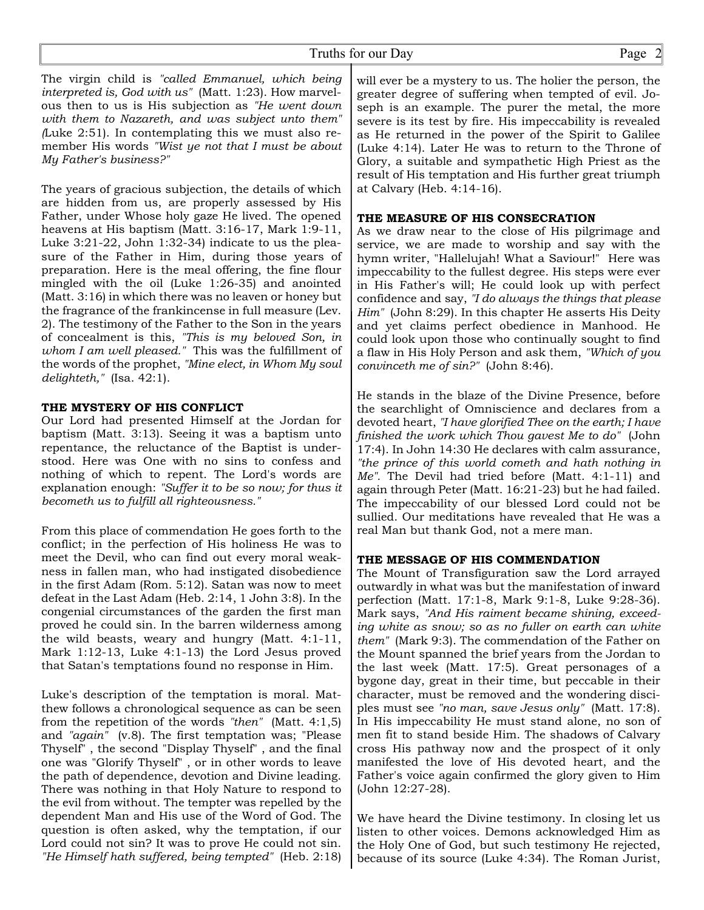The virgin child is *"called Emmanuel, which being interpreted is, God with us"* (Matt. 1:23). How marvelous then to us is His subjection as *"He went down with them to Nazareth, and was subject unto them"* (Luke 2:51). In contemplating this we must also remember His words *"Wist ye not that I must be about My Father's business?"*

The years of gracious subjection, the details of which are hidden from us, are properly assessed by His Father, under Whose holy gaze He lived. The opened heavens at His baptism (Matt. 3:16-17, Mark 1:9-11, Luke 3:21-22, John 1:32-34) indicate to us the pleasure of the Father in Him, during those years of preparation. Here is the meal offering, the fine flour mingled with the oil (Luke 1:26-35) and anointed (Matt. 3:16) in which there was no leaven or honey but the fragrance of the frankincense in full measure (Lev. 2). The testimony of the Father to the Son in the years of concealment is this, *"This is my beloved Son, in whom I am well pleased."* This was the fulfillment of the words of the prophet, *"Mine elect, in Whom My soul delighteth,"* (Isa. 42:1).

**THE MYSTERY OF HIS CONFLICT**

Our Lord had presented Himself at the Jordan for baptism (Matt. 3:13). Seeing it was a baptism unto repentance, the reluctance of the Baptist is understood. Here was One with no sins to confess and nothing of which to repent. The Lord's words are explanation enough: *"Suffer it to be so now; for thus it becometh us to fulfill all righteousness."*

From this place of commendation He goes forth to the conflict; in the perfection of His holiness He was to meet the Devil, who can find out every moral weakness in fallen man, who had instigated disobedience in the first Adam (Rom. 5:12). Satan was now to meet defeat in the Last Adam (Heb. 2:14, 1 John 3:8). In the congenial circumstances of the garden the first man proved he could sin. In the barren wilderness among the wild beasts, weary and hungry (Matt. 4:1-11, Mark 1:12-13, Luke 4:1-13) the Lord Jesus proved that Satan's temptations found no response in Him.

Luke's description of the temptation is moral. Matthew follows a chronological sequence as can be seen from the repetition of the words *"then"* (Matt. 4:1,5) and *"again"* (v.8). The first temptation was; "Please Thyself" , the second "Display Thyself" , and the final one was "Glorify Thyself" , or in other words to leave the path of dependence, devotion and Divine leading. There was nothing in that Holy Nature to respond to the evil from without. The tempter was repelled by the dependent Man and His use of the Word of God. The question is often asked, why the temptation, if our Lord could not sin? It was to prove He could not sin. *"He Himself hath suffered, being tempted"* (Heb. 2:18) will ever be a mystery to us. The holier the person, the greater degree of suffering when tempted of evil. Joseph is an example. The purer the metal, the more severe is its test by fire. His impeccability is revealed as He returned in the power of the Spirit to Galilee (Luke 4:14). Later He was to return to the Throne of Glory, a suitable and sympathetic High Priest as the result of His temptation and His further great triumph at Calvary (Heb. 4:14-16).

**THE MEASURE OF HIS CONSECRATION**

As we draw near to the close of His pilgrimage and service, we are made to worship and say with the hymn writer, "Hallelujah! What a Saviour!" Here was impeccability to the fullest degree. His steps were ever in His Father's will; He could look up with perfect confidence and say, *"I do always the things that please Him"* (John 8:29). In this chapter He asserts His Deity and yet claims perfect obedience in Manhood. He could look upon those who continually sought to find a flaw in His Holy Person and ask them, *"Which of you convinceth me of sin?"* (John 8:46).

He stands in the blaze of the Divine Presence, before the searchlight of Omniscience and declares from a devoted heart, *"I have glorified Thee on the earth; I have finished the work which Thou gavest Me to do"* (John 17:4). In John 14:30 He declares with calm assurance, *"the prince of this world cometh and hath nothing in Me"*. The Devil had tried before (Matt. 4:1-11) and again through Peter (Matt. 16:21-23) but he had failed. The impeccability of our blessed Lord could not be sullied. Our meditations have revealed that He was a real Man but thank God, not a mere man.

**THE MESSAGE OF HIS COMMENDATION**

The Mount of Transfiguration saw the Lord arrayed outwardly in what was but the manifestation of inward perfection (Matt. 17:1-8, Mark 9:1-8, Luke 9:28-36). Mark says, *"And His raiment became shining, exceeding white as snow; so as no fuller on earth can white them"* (Mark 9:3). The commendation of the Father on the Mount spanned the brief years from the Jordan to the last week (Matt. 17:5). Great personages of a bygone day, great in their time, but peccable in their character, must be removed and the wondering disciples must see *"no man, save Jesus only"* (Matt. 17:8). In His impeccability He must stand alone, no son of men fit to stand beside Him. The shadows of Calvary cross His pathway now and the prospect of it only manifested the love of His devoted heart, and the Father's voice again confirmed the glory given to Him (John 12:27-28).

We have heard the Divine testimony. In closing let us listen to other voices. Demons acknowledged Him as the Holy One of God, but such testimony He rejected, because of its source (Luke 4:34). The Roman Jurist,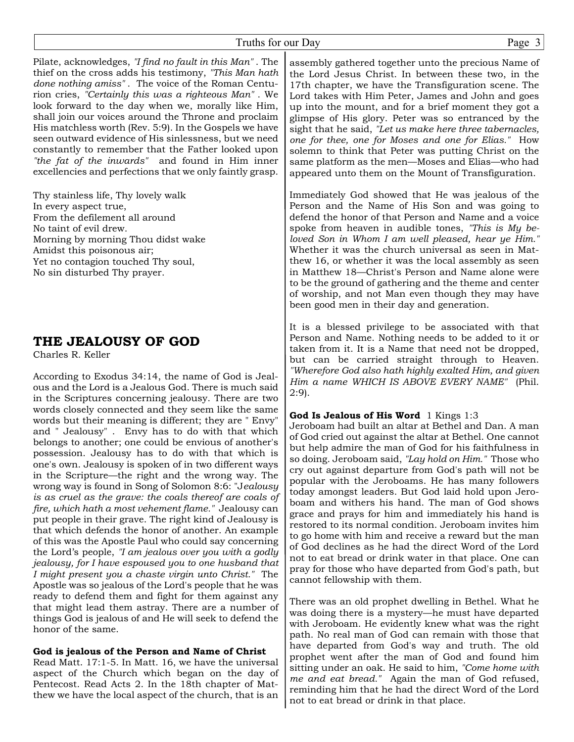Pilate, acknowledges, *"I find no fault in this Man"* . The thief on the cross adds his testimony, *"This Man hath done nothing amiss"* . The voice of the Roman Centurion cries, *"Certainly this was a righteous Man"* . We look forward to the day when we, morally like Him, shall join our voices around the Throne and proclaim His matchless worth (Rev. 5:9). In the Gospels we have seen outward evidence of His sinlessness, but we need constantly to remember that the Father looked upon *"the fat of the inwards"* and found in Him inner excellencies and perfections that we only faintly grasp.

Thy stainless life, Thy lovely walk
In every aspect true,
From the defilement all around
No taint of evil drew.
Morning by morning Thou didst wake
Amidst this poisonous air;
Yet no contagion touched Thy soul,
No sin disturbed Thy prayer.

## THE JEALOUSY OF GOD

Charles R. Keller

According to Exodus 34:14, the name of God is Jealous and the Lord is a Jealous God. There is much said in the Scriptures concerning jealousy. There are two words closely connected and they seem like the same words but their meaning is different; they are " Envy" and " Jealousy" . Envy has to do with that which belongs to another; one could be envious of another's possession. Jealousy has to do with that which is one's own. Jealousy is spoken of in two different ways in the Scripture—the right and the wrong way. The wrong way is found in Song of Solomon 8:6: "*Jealousy is as cruel as the grave: the coals thereof are coals of fire, which hath a most vehement flame."* Jealousy can put people in their grave. The right kind of Jealousy is that which defends the honor of another. An example of this was the Apostle Paul who could say concerning the Lord's people, *"I am jealous over you with a godly jealousy, for I have espoused you to one husband that I might present you a chaste virgin unto Christ."* The Apostle was so jealous of the Lord's people that he was ready to defend them and fight for them against any that might lead them astray. There are a number of things God is jealous of and He will seek to defend the honor of the same.

**God is jealous of the Person and Name of Christ**
Read Matt. 17:1-5. In Matt. 16, we have the universal aspect of the Church which began on the day of Pentecost. Read Acts 2. In the 18th chapter of Matthew we have the local aspect of the church, that is an assembly gathered together unto the precious Name of the Lord Jesus Christ. In between these two, in the 17th chapter, we have the Transfiguration scene. The Lord takes with Him Peter, James and John and goes up into the mount, and for a brief moment they got a glimpse of His glory. Peter was so entranced by the sight that he said, *"Let us make here three tabernacles, one for thee, one for Moses and one for Elias."* How solemn to think that Peter was putting Christ on the same platform as the men—Moses and Elias—who had appeared unto them on the Mount of Transfiguration.

Immediately God showed that He was jealous of the Person and the Name of His Son and was going to defend the honor of that Person and Name and a voice spoke from heaven in audible tones, *"This is My beloved Son in Whom I am well pleased, hear ye Him."* Whether it was the church universal as seen in Matthew 16, or whether it was the local assembly as seen in Matthew 18—Christ's Person and Name alone were to be the ground of gathering and the theme and center of worship, and not Man even though they may have been good men in their day and generation.

It is a blessed privilege to be associated with that Person and Name. Nothing needs to be added to it or taken from it. It is a Name that need not be dropped, but can be carried straight through to Heaven. *"Wherefore God also hath highly exalted Him, and given Him a name WHICH IS ABOVE EVERY NAME"* (Phil. 2:9).

**God Is Jealous of His Word** 1 Kings 1:3
Jeroboam had built an altar at Bethel and Dan. A man of God cried out against the altar at Bethel. One cannot but help admire the man of God for his faithfulness in so doing. Jeroboam said, *"Lay hold on Him."* Those who cry out against departure from God's path will not be popular with the Jeroboams. He has many followers today amongst leaders. But God laid hold upon Jeroboam and withers his hand. The man of God shows grace and prays for him and immediately his hand is restored to its normal condition. Jeroboam invites him to go home with him and receive a reward but the man of God declines as he had the direct Word of the Lord not to eat bread or drink water in that place. One can pray for those who have departed from God's path, but cannot fellowship with them.

There was an old prophet dwelling in Bethel. What he was doing there is a mystery—he must have departed with Jeroboam. He evidently knew what was the right path. No real man of God can remain with those that have departed from God's way and truth. The old prophet went after the man of God and found him sitting under an oak. He said to him, *"Come home with me and eat bread."* Again the man of God refused, reminding him that he had the direct Word of the Lord not to eat bread or drink in that place.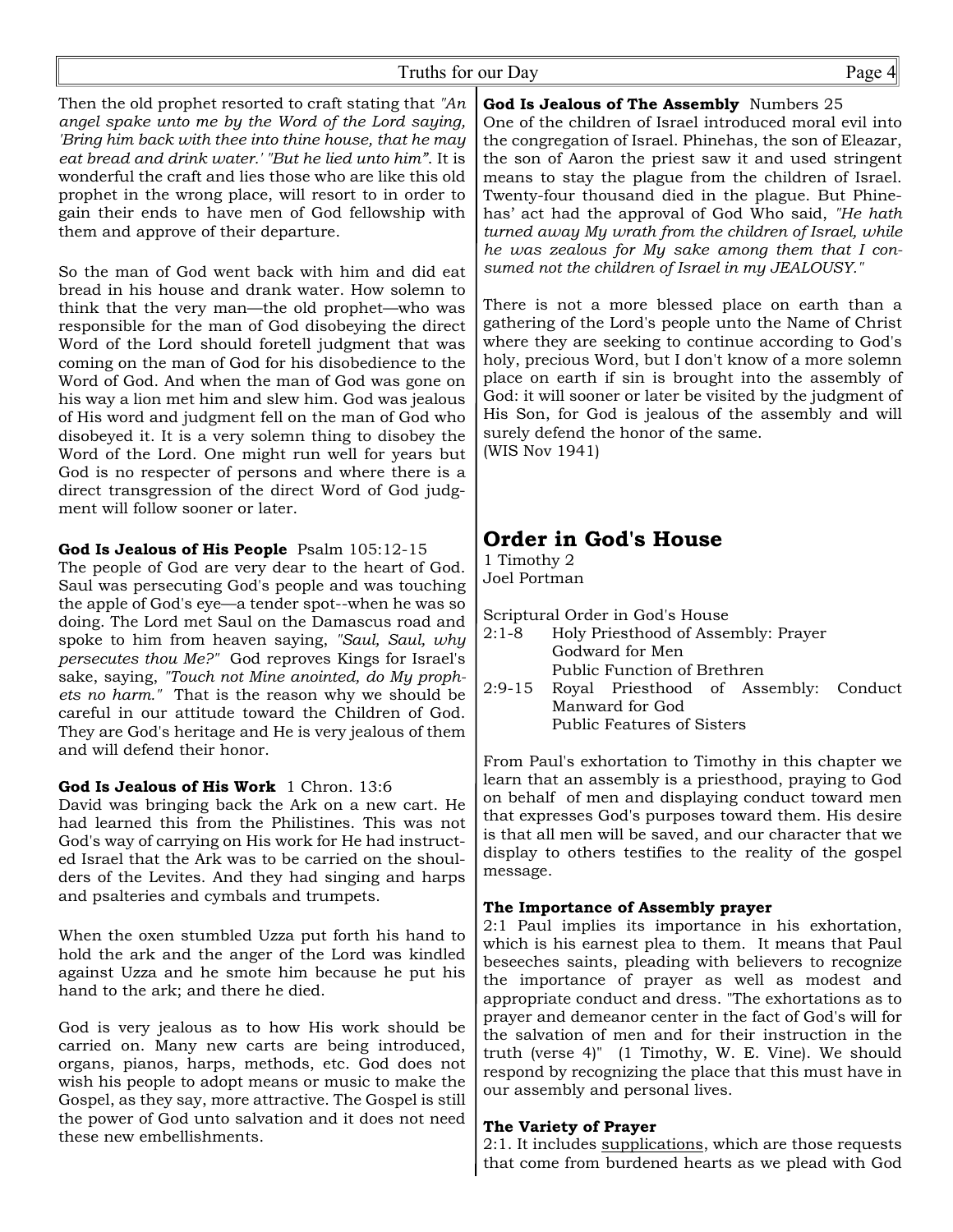Then the old prophet resorted to craft stating that *"An angel spake unto me by the Word of the Lord saying, 'Bring him back with thee into thine house, that he may eat bread and drink water.' "But he lied unto him"*. It is wonderful the craft and lies those who are like this old prophet in the wrong place, will resort to in order to gain their ends to have men of God fellowship with them and approve of their departure.

So the man of God went back with him and did eat bread in his house and drank water. How solemn to think that the very man—the old prophet—who was responsible for the man of God disobeying the direct Word of the Lord should foretell judgment that was coming on the man of God for his disobedience to the Word of God. And when the man of God was gone on his way a lion met him and slew him. God was jealous of His word and judgment fell on the man of God who disobeyed it. It is a very solemn thing to disobey the Word of the Lord. One might run well for years but God is no respecter of persons and where there is a direct transgression of the direct Word of God judgment will follow sooner or later.

**God Is Jealous of His People** Psalm 105:12-15
The people of God are very dear to the heart of God. Saul was persecuting God's people and was touching the apple of God's eye—a tender spot--when he was so doing. The Lord met Saul on the Damascus road and spoke to him from heaven saying, *"Saul, Saul, why persecutes thou Me?"* God reproves Kings for Israel's sake, saying, *"Touch not Mine anointed, do My prophets no harm."* That is the reason why we should be careful in our attitude toward the Children of God. They are God's heritage and He is very jealous of them and will defend their honor.

**God Is Jealous of His Work** 1 Chron. 13:6
David was bringing back the Ark on a new cart. He had learned this from the Philistines. This was not God's way of carrying on His work for He had instructed Israel that the Ark was to be carried on the shoulders of the Levites. And they had singing and harps and psalteries and cymbals and trumpets.

When the oxen stumbled Uzza put forth his hand to hold the ark and the anger of the Lord was kindled against Uzza and he smote him because he put his hand to the ark; and there he died.

God is very jealous as to how His work should be carried on. Many new carts are being introduced, organs, pianos, harps, methods, etc. God does not wish his people to adopt means or music to make the Gospel, as they say, more attractive. The Gospel is still the power of God unto salvation and it does not need these new embellishments.

**God Is Jealous of The Assembly** Numbers 25
One of the children of Israel introduced moral evil into the congregation of Israel. Phinehas, the son of Eleazar, the son of Aaron the priest saw it and used stringent means to stay the plague from the children of Israel. Twenty-four thousand died in the plague. But Phinehas' act had the approval of God Who said, *"He hath turned away My wrath from the children of Israel, while he was zealous for My sake among them that I consumed not the children of Israel in my JEALOUSY."*

There is not a more blessed place on earth than a gathering of the Lord's people unto the Name of Christ where they are seeking to continue according to God's holy, precious Word, but I don't know of a more solemn place on earth if sin is brought into the assembly of God: it will sooner or later be visited by the judgment of His Son, for God is jealous of the assembly and will surely defend the honor of the same.
(WIS Nov 1941)

## Order in God's House

1 Timothy 2
Joel Portman

Scriptural Order in God's House

| | |
|---|---|
| 2:1-8 | Holy Priesthood of Assembly: Prayer<br>Godward for Men<br>Public Function of Brethren |
| 2:9-15 | Royal Priesthood of Assembly: Conduct<br>Manward for God<br>Public Features of Sisters |

From Paul's exhortation to Timothy in this chapter we learn that an assembly is a priesthood, praying to God on behalf of men and displaying conduct toward men that expresses God's purposes toward them. His desire is that all men will be saved, and our character that we display to others testifies to the reality of the gospel message.

**The Importance of Assembly prayer**
2:1 Paul implies its importance in his exhortation, which is his earnest plea to them. It means that Paul beseeches saints, pleading with believers to recognize the importance of prayer as well as modest and appropriate conduct and dress. "The exhortations as to prayer and demeanor center in the fact of God's will for the salvation of men and for their instruction in the truth (verse 4)" (1 Timothy, W. E. Vine). We should respond by recognizing the place that this must have in our assembly and personal lives.

**The Variety of Prayer**
2:1. It includes <u>supplications</u>, which are those requests that come from burdened hearts as we plead with God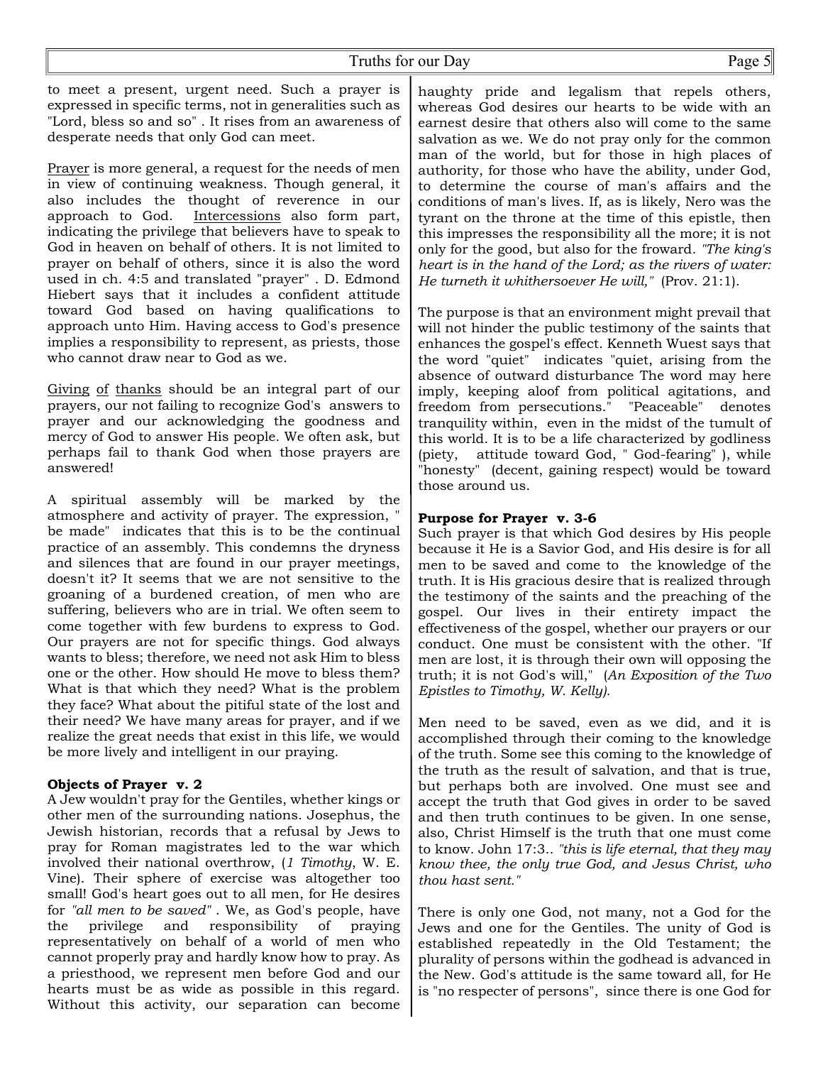to meet a present, urgent need. Such a prayer is expressed in specific terms, not in generalities such as "Lord, bless so and so" . It rises from an awareness of desperate needs that only God can meet.

Prayer is more general, a request for the needs of men in view of continuing weakness. Though general, it also includes the thought of reverence in our approach to God. Intercessions also form part, indicating the privilege that believers have to speak to God in heaven on behalf of others. It is not limited to prayer on behalf of others, since it is also the word used in ch. 4:5 and translated "prayer" . D. Edmond Hiebert says that it includes a confident attitude toward God based on having qualifications to approach unto Him. Having access to God's presence implies a responsibility to represent, as priests, those who cannot draw near to God as we.

Giving of thanks should be an integral part of our prayers, our not failing to recognize God's answers to prayer and our acknowledging the goodness and mercy of God to answer His people. We often ask, but perhaps fail to thank God when those prayers are answered!

A spiritual assembly will be marked by the atmosphere and activity of prayer. The expression, " be made" indicates that this is to be the continual practice of an assembly. This condemns the dryness and silences that are found in our prayer meetings, doesn't it? It seems that we are not sensitive to the groaning of a burdened creation, of men who are suffering, believers who are in trial. We often seem to come together with few burdens to express to God. Our prayers are not for specific things. God always wants to bless; therefore, we need not ask Him to bless one or the other. How should He move to bless them? What is that which they need? What is the problem they face? What about the pitiful state of the lost and their need? We have many areas for prayer, and if we realize the great needs that exist in this life, we would be more lively and intelligent in our praying.

**Objects of Prayer v. 2**

A Jew wouldn't pray for the Gentiles, whether kings or other men of the surrounding nations. Josephus, the Jewish historian, records that a refusal by Jews to pray for Roman magistrates led to the war which involved their national overthrow, (*1 Timothy*, W. E. Vine). Their sphere of exercise was altogether too small! God's heart goes out to all men, for He desires for *"all men to be saved"* . We, as God's people, have the privilege and responsibility of praying representatively on behalf of a world of men who cannot properly pray and hardly know how to pray. As a priesthood, we represent men before God and our hearts must be as wide as possible in this regard. Without this activity, our separation can become haughty pride and legalism that repels others, whereas God desires our hearts to be wide with an earnest desire that others also will come to the same salvation as we. We do not pray only for the common man of the world, but for those in high places of authority, for those who have the ability, under God, to determine the course of man's affairs and the conditions of man's lives. If, as is likely, Nero was the tyrant on the throne at the time of this epistle, then this impresses the responsibility all the more; it is not only for the good, but also for the froward. *"The king's heart is in the hand of the Lord; as the rivers of water: He turneth it whithersoever He will,"* (Prov. 21:1).

The purpose is that an environment might prevail that will not hinder the public testimony of the saints that enhances the gospel's effect. Kenneth Wuest says that the word "quiet" indicates "quiet, arising from the absence of outward disturbance The word may here imply, keeping aloof from political agitations, and freedom from persecutions." "Peaceable" denotes tranquility within, even in the midst of the tumult of this world. It is to be a life characterized by godliness (piety, attitude toward God, " God-fearing" ), while "honesty" (decent, gaining respect) would be toward those around us.

**Purpose for Prayer v. 3-6**

Such prayer is that which God desires by His people because it He is a Savior God, and His desire is for all men to be saved and come to the knowledge of the truth. It is His gracious desire that is realized through the testimony of the saints and the preaching of the gospel. Our lives in their entirety impact the effectiveness of the gospel, whether our prayers or our conduct. One must be consistent with the other. "If men are lost, it is through their own will opposing the truth; it is not God's will," (*An Exposition of the Two Epistles to Timothy, W. Kelly).*

Men need to be saved, even as we did, and it is accomplished through their coming to the knowledge of the truth. Some see this coming to the knowledge of the truth as the result of salvation, and that is true, but perhaps both are involved. One must see and accept the truth that God gives in order to be saved and then truth continues to be given. In one sense, also, Christ Himself is the truth that one must come to know. John 17:3.. *"this is life eternal, that they may know thee, the only true God, and Jesus Christ, who thou hast sent."*

There is only one God, not many, not a God for the Jews and one for the Gentiles. The unity of God is established repeatedly in the Old Testament; the plurality of persons within the godhead is advanced in the New. God's attitude is the same toward all, for He is "no respecter of persons", since there is one God for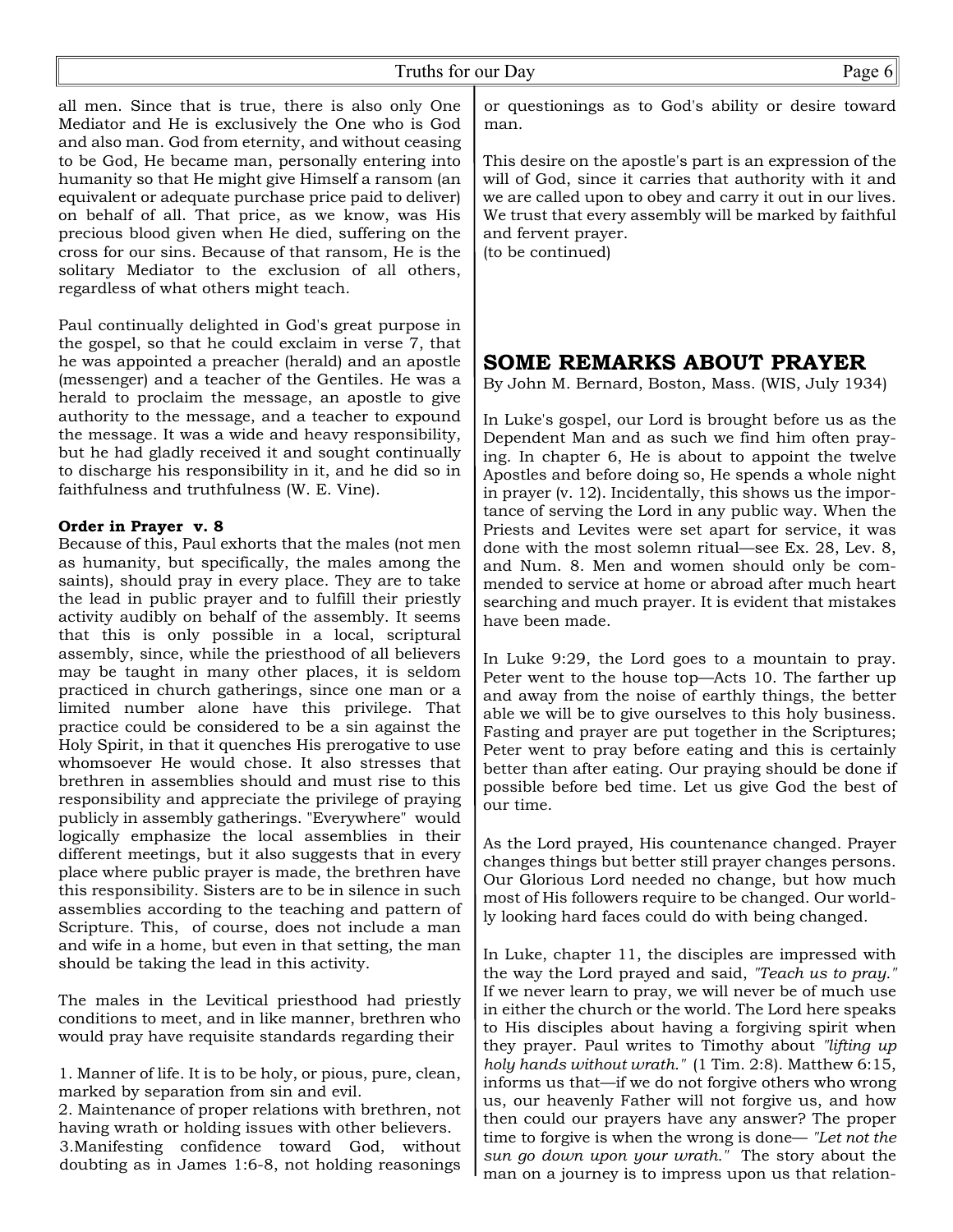all men. Since that is true, there is also only One Mediator and He is exclusively the One who is God and also man. God from eternity, and without ceasing to be God, He became man, personally entering into humanity so that He might give Himself a ransom (an equivalent or adequate purchase price paid to deliver) on behalf of all. That price, as we know, was His precious blood given when He died, suffering on the cross for our sins. Because of that ransom, He is the solitary Mediator to the exclusion of all others, regardless of what others might teach.

Paul continually delighted in God's great purpose in the gospel, so that he could exclaim in verse 7, that he was appointed a preacher (herald) and an apostle (messenger) and a teacher of the Gentiles. He was a herald to proclaim the message, an apostle to give authority to the message, and a teacher to expound the message. It was a wide and heavy responsibility, but he had gladly received it and sought continually to discharge his responsibility in it, and he did so in faithfulness and truthfulness (W. E. Vine).

**Order in Prayer v. 8**

Because of this, Paul exhorts that the males (not men as humanity, but specifically, the males among the saints), should pray in every place. They are to take the lead in public prayer and to fulfill their priestly activity audibly on behalf of the assembly. It seems that this is only possible in a local, scriptural assembly, since, while the priesthood of all believers may be taught in many other places, it is seldom practiced in church gatherings, since one man or a limited number alone have this privilege. That practice could be considered to be a sin against the Holy Spirit, in that it quenches His prerogative to use whomsoever He would chose. It also stresses that brethren in assemblies should and must rise to this responsibility and appreciate the privilege of praying publicly in assembly gatherings. "Everywhere" would logically emphasize the local assemblies in their different meetings, but it also suggests that in every place where public prayer is made, the brethren have this responsibility. Sisters are to be in silence in such assemblies according to the teaching and pattern of Scripture. This, of course, does not include a man and wife in a home, but even in that setting, the man should be taking the lead in this activity.

The males in the Levitical priesthood had priestly conditions to meet, and in like manner, brethren who would pray have requisite standards regarding their

1. Manner of life. It is to be holy, or pious, pure, clean, marked by separation from sin and evil.
2. Maintenance of proper relations with brethren, not having wrath or holding issues with other believers.
3. Manifesting confidence toward God, without doubting as in James 1:6-8, not holding reasonings or questionings as to God's ability or desire toward man.

This desire on the apostle's part is an expression of the will of God, since it carries that authority with it and we are called upon to obey and carry it out in our lives. We trust that every assembly will be marked by faithful and fervent prayer.
(to be continued)

## SOME REMARKS ABOUT PRAYER

By John M. Bernard, Boston, Mass. (WIS, July 1934)

In Luke's gospel, our Lord is brought before us as the Dependent Man and as such we find him often praying. In chapter 6, He is about to appoint the twelve Apostles and before doing so, He spends a whole night in prayer (v. 12). Incidentally, this shows us the importance of serving the Lord in any public way. When the Priests and Levites were set apart for service, it was done with the most solemn ritual—see Ex. 28, Lev. 8, and Num. 8. Men and women should only be commended to service at home or abroad after much heart searching and much prayer. It is evident that mistakes have been made.

In Luke 9:29, the Lord goes to a mountain to pray. Peter went to the house top—Acts 10. The farther up and away from the noise of earthly things, the better able we will be to give ourselves to this holy business. Fasting and prayer are put together in the Scriptures; Peter went to pray before eating and this is certainly better than after eating. Our praying should be done if possible before bed time. Let us give God the best of our time.

As the Lord prayed, His countenance changed. Prayer changes things but better still prayer changes persons. Our Glorious Lord needed no change, but how much most of His followers require to be changed. Our worldly looking hard faces could do with being changed.

In Luke, chapter 11, the disciples are impressed with the way the Lord prayed and said, *"Teach us to pray."* If we never learn to pray, we will never be of much use in either the church or the world. The Lord here speaks to His disciples about having a forgiving spirit when they prayer. Paul writes to Timothy about *"lifting up holy hands without wrath."* (1 Tim. 2:8). Matthew 6:15, informs us that—if we do not forgive others who wrong us, our heavenly Father will not forgive us, and how then could our prayers have any answer? The proper time to forgive is when the wrong is done— *"Let not the sun go down upon your wrath."* The story about the man on a journey is to impress upon us that relation-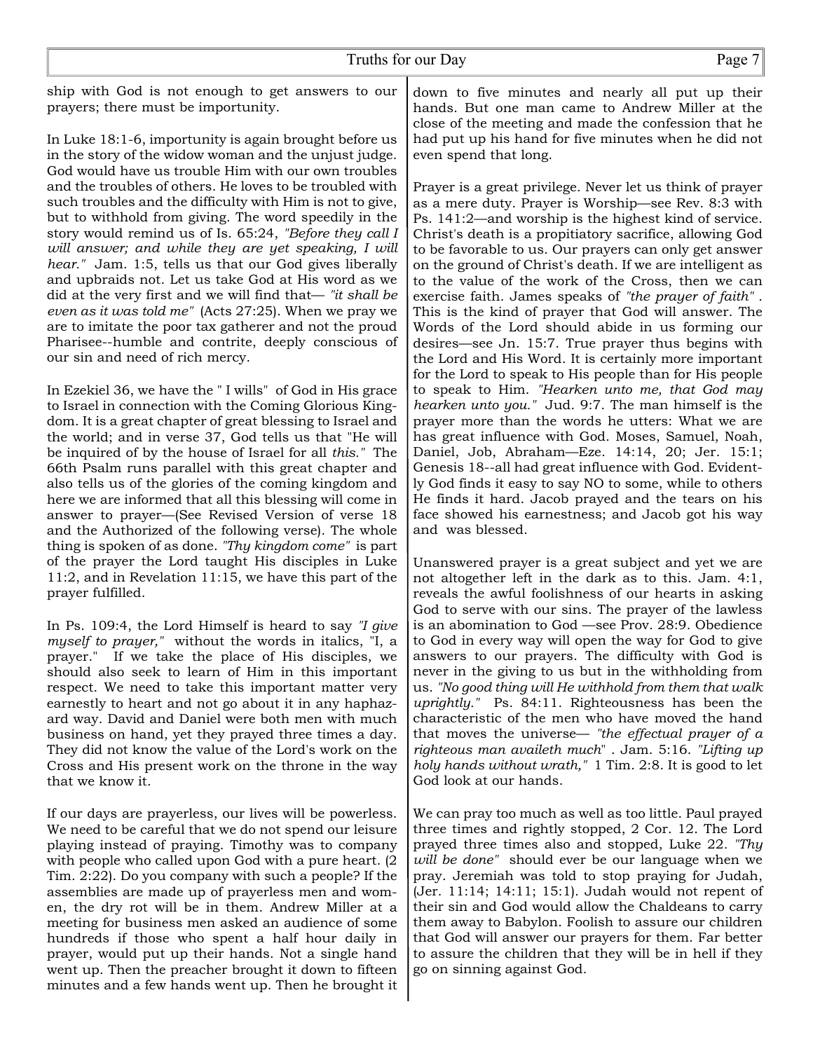ship with God is not enough to get answers to our prayers; there must be importunity.

In Luke 18:1-6, importunity is again brought before us in the story of the widow woman and the unjust judge. God would have us trouble Him with our own troubles and the troubles of others. He loves to be troubled with such troubles and the difficulty with Him is not to give, but to withhold from giving. The word speedily in the story would remind us of Is. 65:24, *"Before they call I will answer; and while they are yet speaking, I will hear."* Jam. 1:5, tells us that our God gives liberally and upbraids not. Let us take God at His word as we did at the very first and we will find that— *"it shall be even as it was told me"* (Acts 27:25). When we pray we are to imitate the poor tax gatherer and not the proud Pharisee--humble and contrite, deeply conscious of our sin and need of rich mercy.

In Ezekiel 36, we have the " I wills" of God in His grace to Israel in connection with the Coming Glorious Kingdom. It is a great chapter of great blessing to Israel and the world; and in verse 37, God tells us that "He will be inquired of by the house of Israel for all *this."* The 66th Psalm runs parallel with this great chapter and also tells us of the glories of the coming kingdom and here we are informed that all this blessing will come in answer to prayer—(See Revised Version of verse 18 and the Authorized of the following verse). The whole thing is spoken of as done. *"Thy kingdom come"* is part of the prayer the Lord taught His disciples in Luke 11:2, and in Revelation 11:15, we have this part of the prayer fulfilled.

In Ps. 109:4, the Lord Himself is heard to say *"I give myself to prayer,"* without the words in italics, "I, a prayer." If we take the place of His disciples, we should also seek to learn of Him in this important respect. We need to take this important matter very earnestly to heart and not go about it in any haphazard way. David and Daniel were both men with much business on hand, yet they prayed three times a day. They did not know the value of the Lord's work on the Cross and His present work on the throne in the way that we know it.

If our days are prayerless, our lives will be powerless. We need to be careful that we do not spend our leisure playing instead of praying. Timothy was to company with people who called upon God with a pure heart. (2 Tim. 2:22). Do you company with such a people? If the assemblies are made up of prayerless men and women, the dry rot will be in them. Andrew Miller at a meeting for business men asked an audience of some hundreds if those who spent a half hour daily in prayer, would put up their hands. Not a single hand went up. Then the preacher brought it down to fifteen minutes and a few hands went up. Then he brought it down to five minutes and nearly all put up their hands. But one man came to Andrew Miller at the close of the meeting and made the confession that he had put up his hand for five minutes when he did not even spend that long.

Prayer is a great privilege. Never let us think of prayer as a mere duty. Prayer is Worship—see Rev. 8:3 with Ps. 141:2—and worship is the highest kind of service. Christ's death is a propitiatory sacrifice, allowing God to be favorable to us. Our prayers can only get answer on the ground of Christ's death. If we are intelligent as to the value of the work of the Cross, then we can exercise faith. James speaks of *"the prayer of faith"* . This is the kind of prayer that God will answer. The Words of the Lord should abide in us forming our desires—see Jn. 15:7. True prayer thus begins with the Lord and His Word. It is certainly more important for the Lord to speak to His people than for His people to speak to Him. *"Hearken unto me, that God may hearken unto you."* Jud. 9:7. The man himself is the prayer more than the words he utters: What we are has great influence with God. Moses, Samuel, Noah, Daniel, Job, Abraham—Eze. 14:14, 20; Jer. 15:1; Genesis 18--all had great influence with God. Evidently God finds it easy to say NO to some, while to others He finds it hard. Jacob prayed and the tears on his face showed his earnestness; and Jacob got his way and was blessed.

Unanswered prayer is a great subject and yet we are not altogether left in the dark as to this. Jam. 4:1, reveals the awful foolishness of our hearts in asking God to serve with our sins. The prayer of the lawless is an abomination to God —see Prov. 28:9. Obedience to God in every way will open the way for God to give answers to our prayers. The difficulty with God is never in the giving to us but in the withholding from us. *"No good thing will He withhold from them that walk uprightly."* Ps. 84:11. Righteousness has been the characteristic of the men who have moved the hand that moves the universe— *"the effectual prayer of a righteous man availeth much*" . Jam. 5:16. *"Lifting up holy hands without wrath,"* 1 Tim. 2:8. It is good to let God look at our hands.

We can pray too much as well as too little. Paul prayed three times and rightly stopped, 2 Cor. 12. The Lord prayed three times also and stopped, Luke 22. *"Thy will be done"* should ever be our language when we pray. Jeremiah was told to stop praying for Judah, (Jer. 11:14; 14:11; 15:1). Judah would not repent of their sin and God would allow the Chaldeans to carry them away to Babylon. Foolish to assure our children that God will answer our prayers for them. Far better to assure the children that they will be in hell if they go on sinning against God.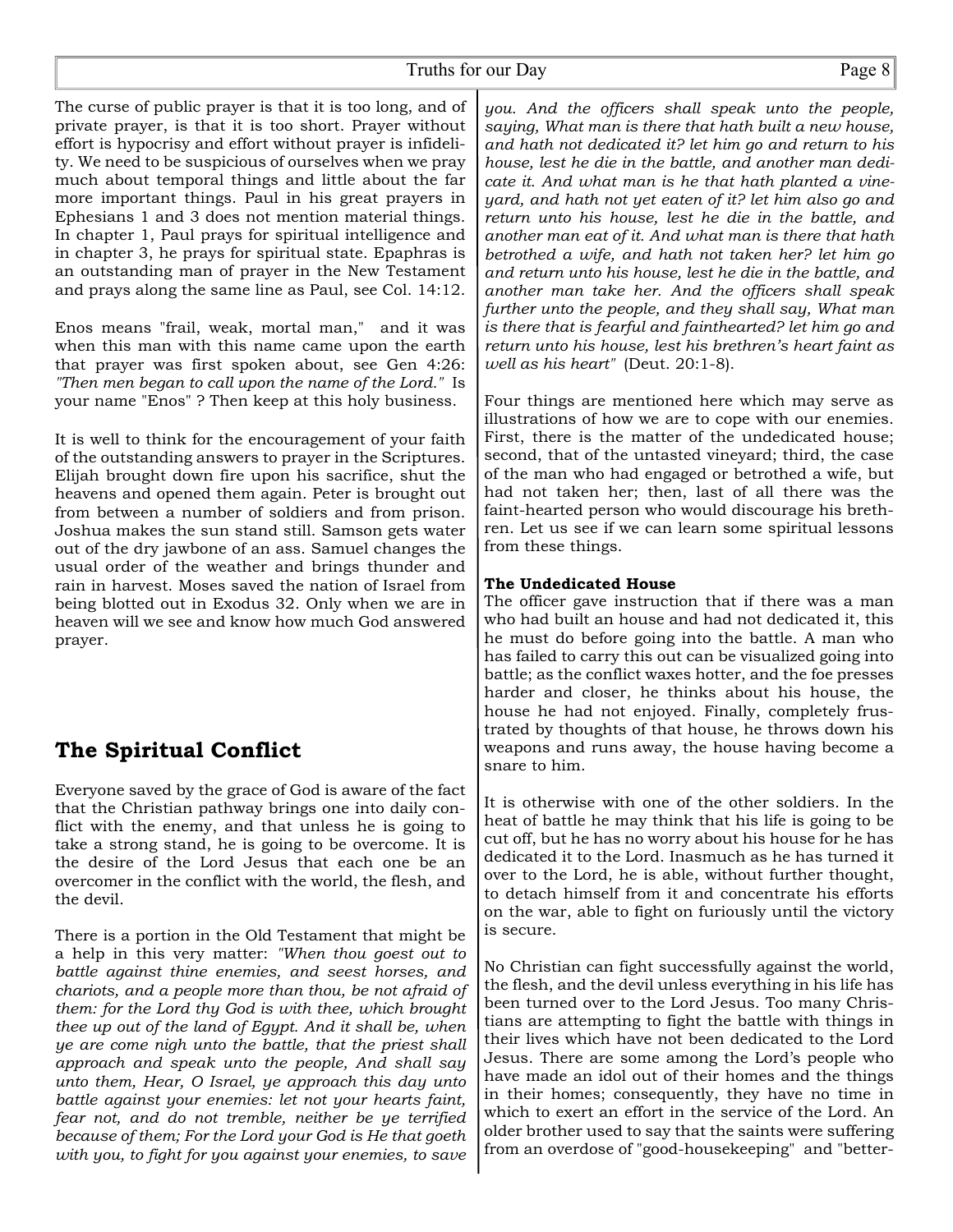The curse of public prayer is that it is too long, and of private prayer, is that it is too short. Prayer without effort is hypocrisy and effort without prayer is infidelity. We need to be suspicious of ourselves when we pray much about temporal things and little about the far more important things. Paul in his great prayers in Ephesians 1 and 3 does not mention material things. In chapter 1, Paul prays for spiritual intelligence and in chapter 3, he prays for spiritual state. Epaphras is an outstanding man of prayer in the New Testament and prays along the same line as Paul, see Col. 14:12.

Enos means "frail, weak, mortal man," and it was when this man with this name came upon the earth that prayer was first spoken about, see Gen 4:26: *"Then men began to call upon the name of the Lord."* Is your name "Enos" ? Then keep at this holy business.

It is well to think for the encouragement of your faith of the outstanding answers to prayer in the Scriptures. Elijah brought down fire upon his sacrifice, shut the heavens and opened them again. Peter is brought out from between a number of soldiers and from prison. Joshua makes the sun stand still. Samson gets water out of the dry jawbone of an ass. Samuel changes the usual order of the weather and brings thunder and rain in harvest. Moses saved the nation of Israel from being blotted out in Exodus 32. Only when we are in heaven will we see and know how much God answered prayer.

## The Spiritual Conflict

Everyone saved by the grace of God is aware of the fact that the Christian pathway brings one into daily conflict with the enemy, and that unless he is going to take a strong stand, he is going to be overcome. It is the desire of the Lord Jesus that each one be an overcomer in the conflict with the world, the flesh, and the devil.

There is a portion in the Old Testament that might be a help in this very matter: *"When thou goest out to battle against thine enemies, and seest horses, and chariots, and a people more than thou, be not afraid of them: for the Lord thy God is with thee, which brought thee up out of the land of Egypt. And it shall be, when ye are come nigh unto the battle, that the priest shall approach and speak unto the people, And shall say unto them, Hear, O Israel, ye approach this day unto battle against your enemies: let not your hearts faint, fear not, and do not tremble, neither be ye terrified because of them; For the Lord your God is He that goeth with you, to fight for you against your enemies, to save you. And the officers shall speak unto the people, saying, What man is there that hath built a new house, and hath not dedicated it? let him go and return to his house, lest he die in the battle, and another man dedicate it. And what man is he that hath planted a vineyard, and hath not yet eaten of it? let him also go and return unto his house, lest he die in the battle, and another man eat of it. And what man is there that hath betrothed a wife, and hath not taken her? let him go and return unto his house, lest he die in the battle, and another man take her. And the officers shall speak further unto the people, and they shall say, What man is there that is fearful and fainthearted? let him go and return unto his house, lest his brethren's heart faint as well as his heart"* (Deut. 20:1-8).

Four things are mentioned here which may serve as illustrations of how we are to cope with our enemies. First, there is the matter of the undedicated house; second, that of the untasted vineyard; third, the case of the man who had engaged or betrothed a wife, but had not taken her; then, last of all there was the faint-hearted person who would discourage his brethren. Let us see if we can learn some spiritual lessons from these things.

**The Undedicated House**

The officer gave instruction that if there was a man who had built an house and had not dedicated it, this he must do before going into the battle. A man who has failed to carry this out can be visualized going into battle; as the conflict waxes hotter, and the foe presses harder and closer, he thinks about his house, the house he had not enjoyed. Finally, completely frustrated by thoughts of that house, he throws down his weapons and runs away, the house having become a snare to him.

It is otherwise with one of the other soldiers. In the heat of battle he may think that his life is going to be cut off, but he has no worry about his house for he has dedicated it to the Lord. Inasmuch as he has turned it over to the Lord, he is able, without further thought, to detach himself from it and concentrate his efforts on the war, able to fight on furiously until the victory is secure.

No Christian can fight successfully against the world, the flesh, and the devil unless everything in his life has been turned over to the Lord Jesus. Too many Christians are attempting to fight the battle with things in their lives which have not been dedicated to the Lord Jesus. There are some among the Lord's people who have made an idol out of their homes and the things in their homes; consequently, they have no time in which to exert an effort in the service of the Lord. An older brother used to say that the saints were suffering from an overdose of "good-housekeeping" and "better-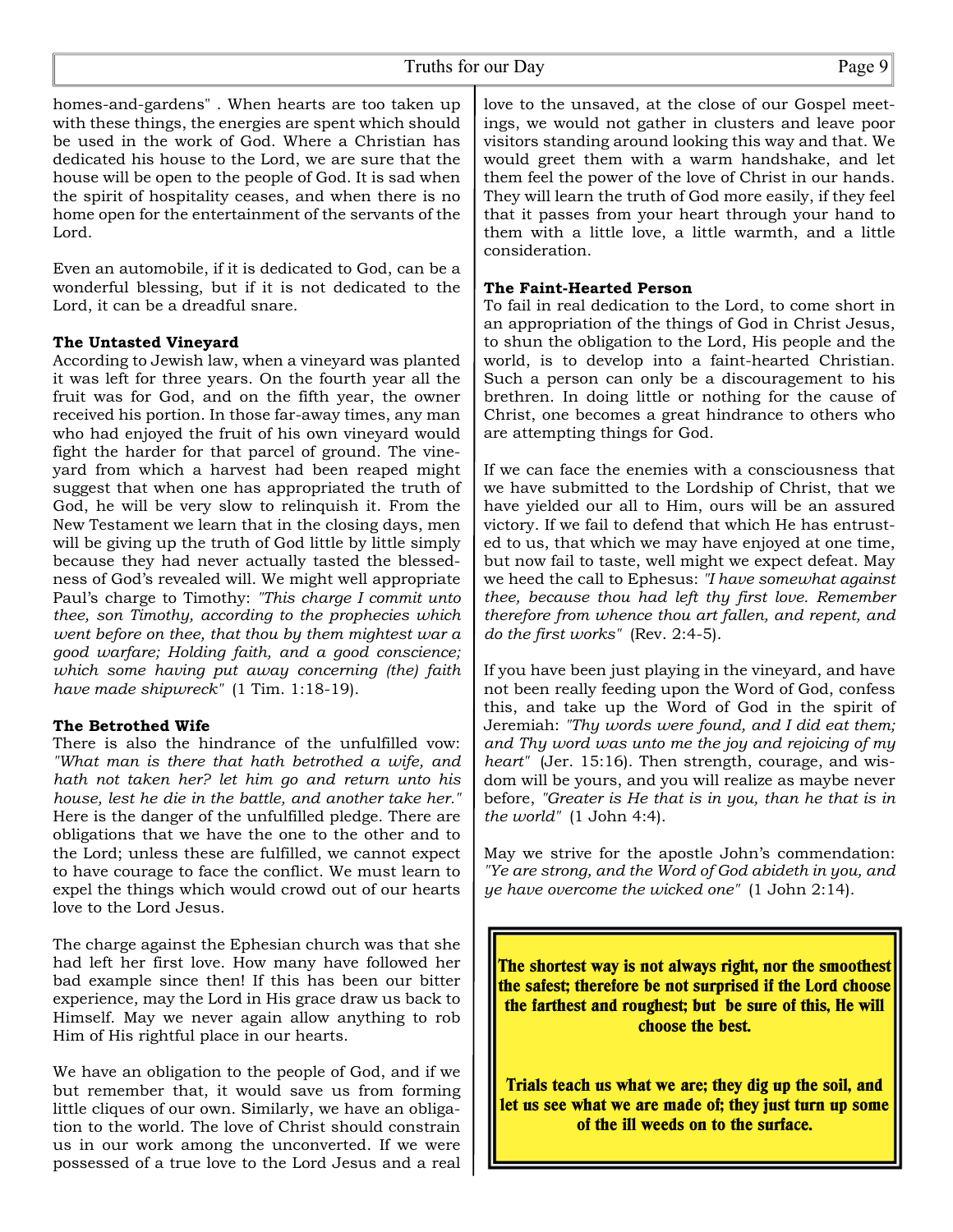homes-and-gardens" . When hearts are too taken up with these things, the energies are spent which should be used in the work of God. Where a Christian has dedicated his house to the Lord, we are sure that the house will be open to the people of God. It is sad when the spirit of hospitality ceases, and when there is no home open for the entertainment of the servants of the Lord.

Even an automobile, if it is dedicated to God, can be a wonderful blessing, but if it is not dedicated to the Lord, it can be a dreadful snare.

**The Untasted Vineyard**

According to Jewish law, when a vineyard was planted it was left for three years. On the fourth year all the fruit was for God, and on the fifth year, the owner received his portion. In those far-away times, any man who had enjoyed the fruit of his own vineyard would fight the harder for that parcel of ground. The vineyard from which a harvest had been reaped might suggest that when one has appropriated the truth of God, he will be very slow to relinquish it. From the New Testament we learn that in the closing days, men will be giving up the truth of God little by little simply because they had never actually tasted the blessedness of God's revealed will. We might well appropriate Paul's charge to Timothy: *"This charge I commit unto thee, son Timothy, according to the prophecies which went before on thee, that thou by them mightest war a good warfare; Holding faith, and a good conscience; which some having put away concerning (the) faith have made shipwreck"* (1 Tim. 1:18-19).

**The Betrothed Wife**

There is also the hindrance of the unfulfilled vow: *"What man is there that hath betrothed a wife, and hath not taken her? let him go and return unto his house, lest he die in the battle, and another take her."* Here is the danger of the unfulfilled pledge. There are obligations that we have the one to the other and to the Lord; unless these are fulfilled, we cannot expect to have courage to face the conflict. We must learn to expel the things which would crowd out of our hearts love to the Lord Jesus.

The charge against the Ephesian church was that she had left her first love. How many have followed her bad example since then! If this has been our bitter experience, may the Lord in His grace draw us back to Himself. May we never again allow anything to rob Him of His rightful place in our hearts.

We have an obligation to the people of God, and if we but remember that, it would save us from forming little cliques of our own. Similarly, we have an obligation to the world. The love of Christ should constrain us in our work among the unconverted. If we were possessed of a true love to the Lord Jesus and a real love to the unsaved, at the close of our Gospel meetings, we would not gather in clusters and leave poor visitors standing around looking this way and that. We would greet them with a warm handshake, and let them feel the power of the love of Christ in our hands. They will learn the truth of God more easily, if they feel that it passes from your heart through your hand to them with a little love, a little warmth, and a little consideration.

**The Faint-Hearted Person**

To fail in real dedication to the Lord, to come short in an appropriation of the things of God in Christ Jesus, to shun the obligation to the Lord, His people and the world, is to develop into a faint-hearted Christian. Such a person can only be a discouragement to his brethren. In doing little or nothing for the cause of Christ, one becomes a great hindrance to others who are attempting things for God.

If we can face the enemies with a consciousness that we have submitted to the Lordship of Christ, that we have yielded our all to Him, ours will be an assured victory. If we fail to defend that which He has entrusted to us, that which we may have enjoyed at one time, but now fail to taste, well might we expect defeat. May we heed the call to Ephesus: *"I have somewhat against thee, because thou had left thy first love. Remember therefore from whence thou art fallen, and repent, and do the first works"* (Rev. 2:4-5).

If you have been just playing in the vineyard, and have not been really feeding upon the Word of God, confess this, and take up the Word of God in the spirit of Jeremiah: *"Thy words were found, and I did eat them; and Thy word was unto me the joy and rejoicing of my heart"* (Jer. 15:16). Then strength, courage, and wisdom will be yours, and you will realize as maybe never before, *"Greater is He that is in you, than he that is in the world"* (1 John 4:4).

May we strive for the apostle John's commendation: *"Ye are strong, and the Word of God abideth in you, and ye have overcome the wicked one"* (1 John 2:14).

**The shortest way is not always right, nor the smoothest the safest; therefore be not surprised if the Lord choose the farthest and roughest; but be sure of this, He will choose the best.**

**Trials teach us what we are; they dig up the soil, and let us see what we are made of; they just turn up some of the ill weeds on to the surface.**